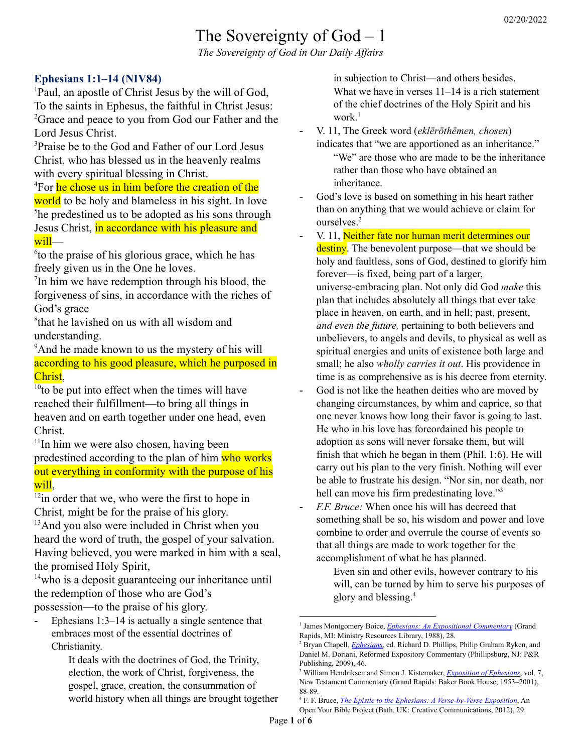# The Sovereignty of God – 1

*The Sovereignty of God in Our Daily Affairs*

02/20/2022

### Ephesians 1:1–14 (NIV84)

[1]Paul, an apostle of Christ Jesus by the will of God, To the saints in Ephesus, the faithful in Christ Jesus: [2]Grace and peace to you from God our Father and the Lord Jesus Christ.

[3]Praise be to the God and Father of our Lord Jesus Christ, who has blessed us in the heavenly realms with every spiritual blessing in Christ.

[4]For he chose us in him before the creation of the world to be holy and blameless in his sight. In love [5]he predestined us to be adopted as his sons through Jesus Christ, in accordance with his pleasure and will—

[6]to the praise of his glorious grace, which he has freely given us in the One he loves.

[7]In him we have redemption through his blood, the forgiveness of sins, in accordance with the riches of God's grace

[8]that he lavished on us with all wisdom and understanding.

[9]And he made known to us the mystery of his will according to his good pleasure, which he purposed in Christ,

[10]to be put into effect when the times will have reached their fulfillment—to bring all things in heaven and on earth together under one head, even Christ.

[11]In him we were also chosen, having been predestined according to the plan of him who works out everything in conformity with the purpose of his will,

[12]in order that we, who were the first to hope in Christ, might be for the praise of his glory.

[13]And you also were included in Christ when you heard the word of truth, the gospel of your salvation. Having believed, you were marked in him with a seal, the promised Holy Spirit,

[14]who is a deposit guaranteeing our inheritance until the redemption of those who are God's possession—to the praise of his glory.

- Ephesians 1:3–14 is actually a single sentence that embraces most of the essential doctrines of Christianity.

  It deals with the doctrines of God, the Trinity, election, the work of Christ, forgiveness, the gospel, grace, creation, the consummation of world history when all things are brought together in subjection to Christ—and others besides. What we have in verses 11–14 is a rich statement of the chief doctrines of the Holy Spirit and his work.[1]

- V. 11, The Greek word (*eklērōthēmen, chosen*) indicates that "we are apportioned as an inheritance."

  "We" are those who are made to be the inheritance rather than those who have obtained an inheritance.

- God's love is based on something in his heart rather than on anything that we would achieve or claim for ourselves.[2]
- V. 11, Neither fate nor human merit determines our destiny. The benevolent purpose—that we should be holy and faultless, sons of God, destined to glorify him forever—is fixed, being part of a larger, universe-embracing plan. Not only did God *make* this plan that includes absolutely all things that ever take place in heaven, on earth, and in hell; past, present, *and even the future,* pertaining to both believers and unbelievers, to angels and devils, to physical as well as spiritual energies and units of existence both large and small; he also *wholly carries it out*. His providence in time is as comprehensive as is his decree from eternity.
- God is not like the heathen deities who are moved by changing circumstances, by whim and caprice, so that one never knows how long their favor is going to last. He who in his love has foreordained his people to adoption as sons will never forsake them, but will finish that which he began in them (Phil. 1:6). He will carry out his plan to the very finish. Nothing will ever be able to frustrate his design. "Nor sin, nor death, nor hell can move his firm predestinating love."[3]
- *F.F. Bruce:* When once his will has decreed that something shall be so, his wisdom and power and love combine to order and overrule the course of events so that all things are made to work together for the accomplishment of what he has planned.

  Even sin and other evils, however contrary to his will, can be turned by him to serve his purposes of glory and blessing.[4]

---

[1] James Montgomery Boice, *Ephesians: An Expositional Commentary* (Grand Rapids, MI: Ministry Resources Library, 1988), 28.

[2] Bryan Chapell, *Ephesians*, ed. Richard D. Phillips, Philip Graham Ryken, and Daniel M. Doriani, Reformed Expository Commentary (Phillipsburg, NJ: P&R Publishing, 2009), 46.

[3] William Hendriksen and Simon J. Kistemaker, *Exposition of Ephesians*, vol. 7, New Testament Commentary (Grand Rapids: Baker Book House, 1953–2001), 88-89.

[4] F. F. Bruce, *The Epistle to the Ephesians: A Verse-by-Verse Exposition*, An Open Your Bible Project (Bath, UK: Creative Communications, 2012), 29.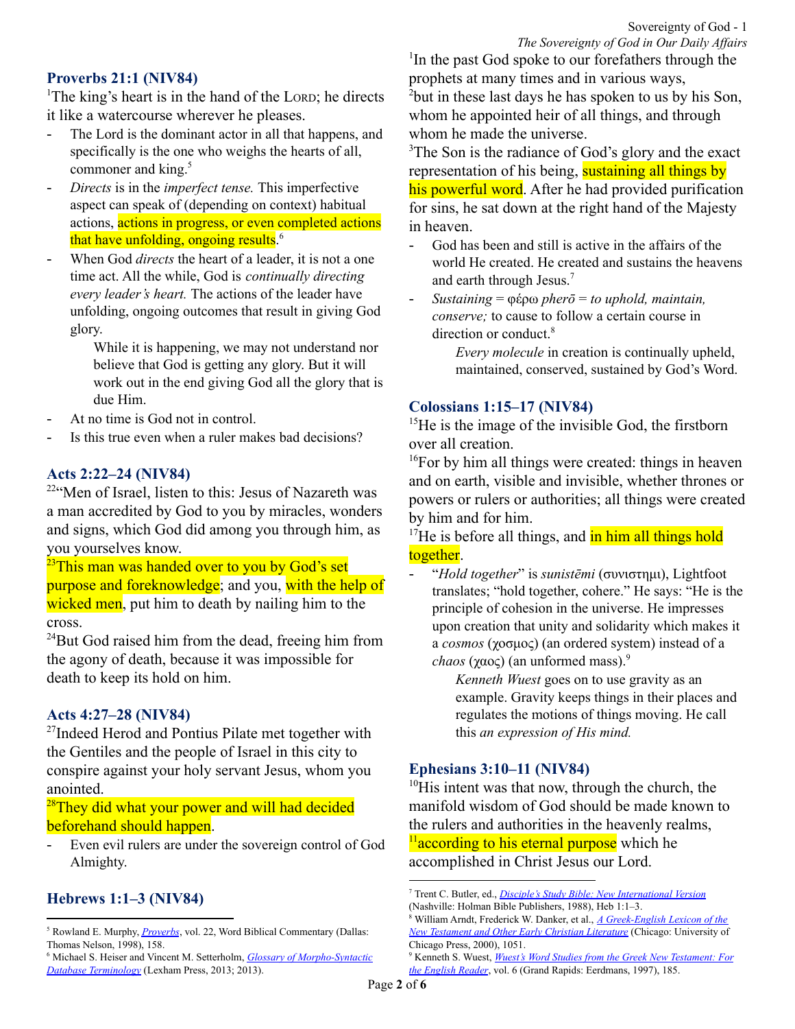## Proverbs 21:1 (NIV84)

[1]The king's heart is in the hand of the LORD; he directs it like a watercourse wherever he pleases.

- The Lord is the dominant actor in all that happens, and specifically is the one who weighs the hearts of all, commoner and king.[5]
- *Directs* is in the *imperfect tense.* This imperfective aspect can speak of (depending on context) habitual actions, actions in progress, or even completed actions that have unfolding, ongoing results.[6]
- When God *directs* the heart of a leader, it is not a one time act. All the while, God is *continually directing every leader's heart.* The actions of the leader have unfolding, ongoing outcomes that result in giving God glory.

  While it is happening, we may not understand nor believe that God is getting any glory. But it will work out in the end giving God all the glory that is due Him.
- At no time is God not in control.
- Is this true even when a ruler makes bad decisions?

## Acts 2:22–24 (NIV84)

[22]"Men of Israel, listen to this: Jesus of Nazareth was a man accredited by God to you by miracles, wonders and signs, which God did among you through him, as you yourselves know.

[23]This man was handed over to you by God's set purpose and foreknowledge; and you, with the help of wicked men, put him to death by nailing him to the cross.

[24]But God raised him from the dead, freeing him from the agony of death, because it was impossible for death to keep its hold on him.

## Acts 4:27–28 (NIV84)

[27]Indeed Herod and Pontius Pilate met together with the Gentiles and the people of Israel in this city to conspire against your holy servant Jesus, whom you anointed.

[28]They did what your power and will had decided beforehand should happen.

- Even evil rulers are under the sovereign control of God Almighty.

## Hebrews 1:1–3 (NIV84)

[1]In the past God spoke to our forefathers through the prophets at many times and in various ways,

[2]but in these last days he has spoken to us by his Son, whom he appointed heir of all things, and through whom he made the universe.

[3]The Son is the radiance of God's glory and the exact representation of his being, sustaining all things by his powerful word. After he had provided purification for sins, he sat down at the right hand of the Majesty in heaven.

- God has been and still is active in the affairs of the world He created. He created and sustains the heavens and earth through Jesus.[7]
- *Sustaining* = φέρω *pherō* = *to uphold, maintain, conserve;* to cause to follow a certain course in direction or conduct.[8]

  *Every molecule* in creation is continually upheld, maintained, conserved, sustained by God's Word.

## Colossians 1:15–17 (NIV84)

[15]He is the image of the invisible God, the firstborn over all creation.

[16]For by him all things were created: things in heaven and on earth, visible and invisible, whether thrones or powers or rulers or authorities; all things were created by him and for him.

[17]He is before all things, and in him all things hold together.

- "*Hold together*" is *sunistēmi* (συνιστημι), Lightfoot translates; "hold together, cohere." He says: "He is the principle of cohesion in the universe. He impresses upon creation that unity and solidarity which makes it a *cosmos* (χοσμος) (an ordered system) instead of a *chaos* (χαος) (an unformed mass).[9]

  *Kenneth Wuest* goes on to use gravity as an example. Gravity keeps things in their places and regulates the motions of things moving. He call this *an expression of His mind.*

## Ephesians 3:10–11 (NIV84)

[10]His intent was that now, through the church, the manifold wisdom of God should be made known to the rulers and authorities in the heavenly realms,

[11]according to his eternal purpose which he accomplished in Christ Jesus our Lord.

---

[5] Rowland E. Murphy, *Proverbs*, vol. 22, Word Biblical Commentary (Dallas: Thomas Nelson, 1998), 158.

[6] Michael S. Heiser and Vincent M. Setterholm, *Glossary of Morpho-Syntactic Database Terminology* (Lexham Press, 2013; 2013).

[7] Trent C. Butler, ed., *Disciple's Study Bible: New International Version* (Nashville: Holman Bible Publishers, 1988), Heb 1:1–3.

[8] William Arndt, Frederick W. Danker, et al., *A Greek-English Lexicon of the New Testament and Other Early Christian Literature* (Chicago: University of Chicago Press, 2000), 1051.

[9] Kenneth S. Wuest, *Wuest's Word Studies from the Greek New Testament: For the English Reader*, vol. 6 (Grand Rapids: Eerdmans, 1997), 185.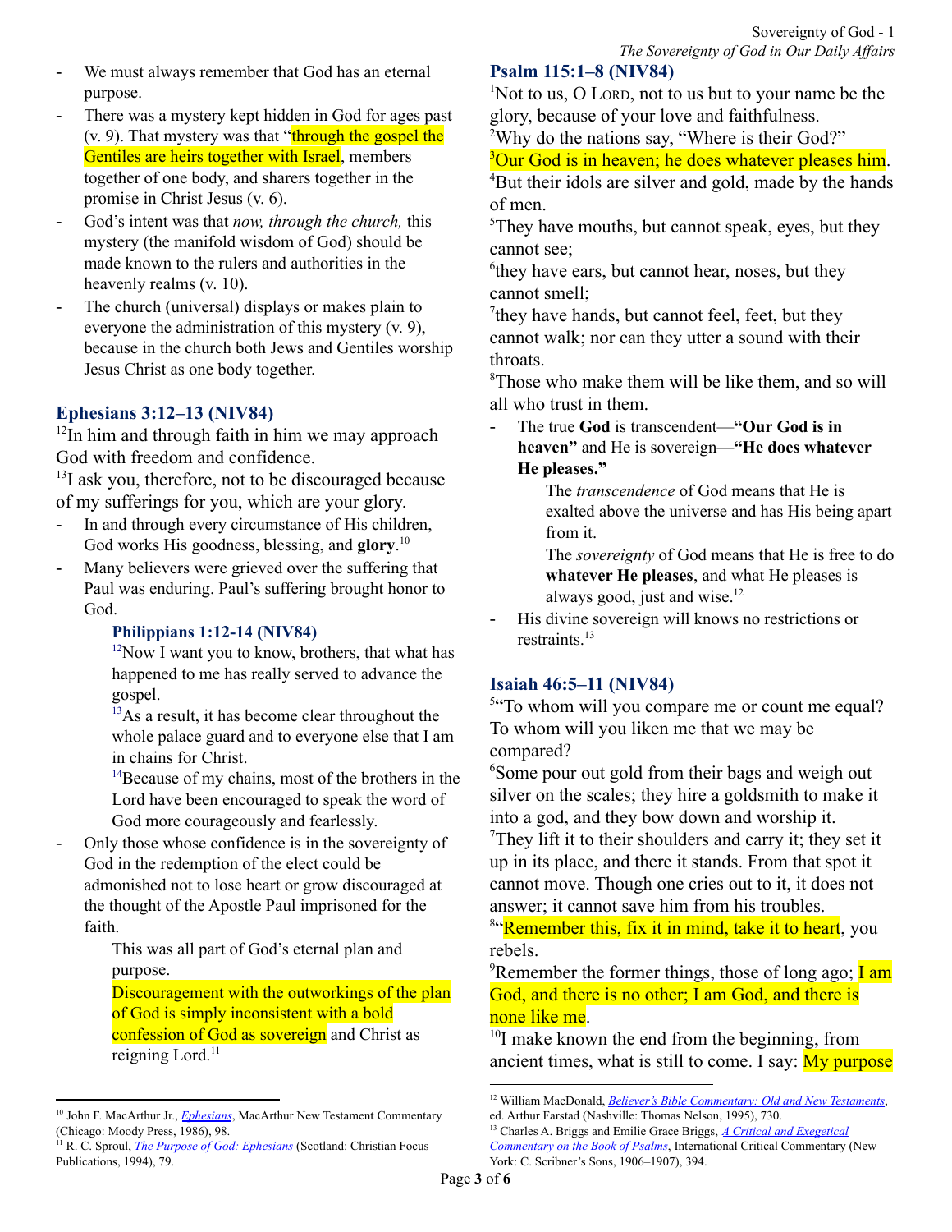- We must always remember that God has an eternal purpose.
- There was a mystery kept hidden in God for ages past (v. 9). That mystery was that "through the gospel the Gentiles are heirs together with Israel, members together of one body, and sharers together in the promise in Christ Jesus (v. 6).
- God's intent was that *now, through the church,* this mystery (the manifold wisdom of God) should be made known to the rulers and authorities in the heavenly realms (v. 10).
- The church (universal) displays or makes plain to everyone the administration of this mystery (v. 9), because in the church both Jews and Gentiles worship Jesus Christ as one body together.

## Ephesians 3:12–13 (NIV84)

[12]In him and through faith in him we may approach God with freedom and confidence.
[13]I ask you, therefore, not to be discouraged because of my sufferings for you, which are your glory.

- In and through every circumstance of His children, God works His goodness, blessing, and **glory**.[10]
- Many believers were grieved over the suffering that Paul was enduring. Paul's suffering brought honor to God.

### Philippians 1:12-14 (NIV84)

> [12]Now I want you to know, brothers, that what has happened to me has really served to advance the gospel.
> [13]As a result, it has become clear throughout the whole palace guard and to everyone else that I am in chains for Christ.
> [14]Because of my chains, most of the brothers in the Lord have been encouraged to speak the word of God more courageously and fearlessly.

- Only those whose confidence is in the sovereignty of God in the redemption of the elect could be admonished not to lose heart or grow discouraged at the thought of the Apostle Paul imprisoned for the faith.

> This was all part of God's eternal plan and purpose.
> Discouragement with the outworkings of the plan of God is simply inconsistent with a bold confession of God as sovereign and Christ as reigning Lord.[11]

## Psalm 115:1–8 (NIV84)

[1]Not to us, O LORD, not to us but to your name be the glory, because of your love and faithfulness.
[2]Why do the nations say, "Where is their God?"
[3]Our God is in heaven; he does whatever pleases him.
[4]But their idols are silver and gold, made by the hands of men.
[5]They have mouths, but cannot speak, eyes, but they cannot see;
[6]they have ears, but cannot hear, noses, but they cannot smell;
[7]they have hands, but cannot feel, feet, but they cannot walk; nor can they utter a sound with their throats.
[8]Those who make them will be like them, and so will all who trust in them.

- The true **God** is transcendent—**"Our God is in heaven"** and He is sovereign—**"He does whatever He pleases."**

> The *transcendence* of God means that He is exalted above the universe and has His being apart from it.
> The *sovereignty* of God means that He is free to do **whatever He pleases**, and what He pleases is always good, just and wise.[12]

- His divine sovereign will knows no restrictions or restraints.[13]

## Isaiah 46:5–11 (NIV84)

[5]"To whom will you compare me or count me equal? To whom will you liken me that we may be compared?
[6]Some pour out gold from their bags and weigh out silver on the scales; they hire a goldsmith to make it into a god, and they bow down and worship it.
[7]They lift it to their shoulders and carry it; they set it up in its place, and there it stands. From that spot it cannot move. Though one cries out to it, it does not answer; it cannot save him from his troubles.
[8]"Remember this, fix it in mind, take it to heart, you rebels.
[9]Remember the former things, those of long ago; I am God, and there is no other; I am God, and there is none like me.
[10]I make known the end from the beginning, from ancient times, what is still to come. I say: My purpose

---

[10] John F. MacArthur Jr., *Ephesians*, MacArthur New Testament Commentary (Chicago: Moody Press, 1986), 98.

[11] R. C. Sproul, *The Purpose of God: Ephesians* (Scotland: Christian Focus Publications, 1994), 79.

[12] William MacDonald, *Believer's Bible Commentary: Old and New Testaments*, ed. Arthur Farstad (Nashville: Thomas Nelson, 1995), 730.

[13] Charles A. Briggs and Emilie Grace Briggs, *A Critical and Exegetical Commentary on the Book of Psalms*, International Critical Commentary (New York: C. Scribner's Sons, 1906–1907), 394.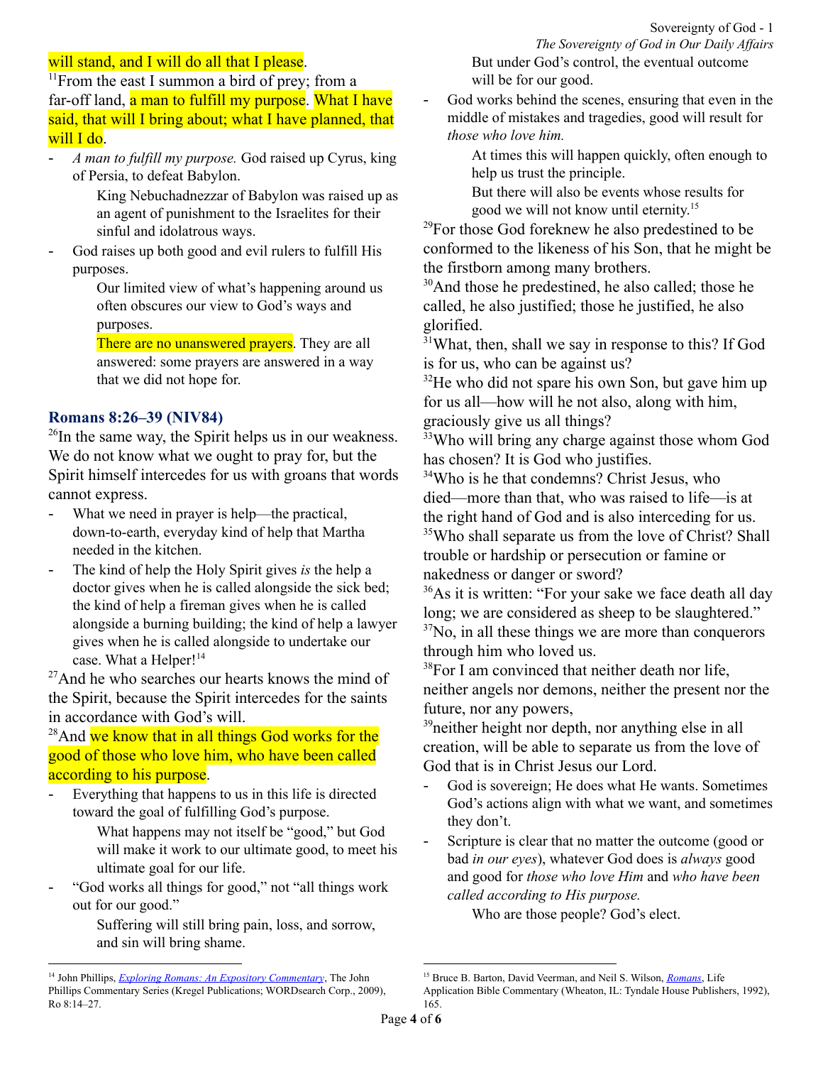will stand, and I will do all that I please.

[11]From the east I summon a bird of prey; from a far-off land, a man to fulfill my purpose. What I have said, that will I bring about; what I have planned, that will I do.

- *A man to fulfill my purpose.* God raised up Cyrus, king of Persia, to defeat Babylon.

    King Nebuchadnezzar of Babylon was raised up as an agent of punishment to the Israelites for their sinful and idolatrous ways.

- God raises up both good and evil rulers to fulfill His purposes.

    Our limited view of what's happening around us often obscures our view to God's ways and purposes.

    There are no unanswered prayers. They are all answered: some prayers are answered in a way that we did not hope for.

### Romans 8:26–39 (NIV84)

[26]In the same way, the Spirit helps us in our weakness. We do not know what we ought to pray for, but the Spirit himself intercedes for us with groans that words cannot express.

- What we need in prayer is help—the practical, down-to-earth, everyday kind of help that Martha needed in the kitchen.
- The kind of help the Holy Spirit gives *is* the help a doctor gives when he is called alongside the sick bed; the kind of help a fireman gives when he is called alongside a burning building; the kind of help a lawyer gives when he is called alongside to undertake our case. What a Helper![14]

[27]And he who searches our hearts knows the mind of the Spirit, because the Spirit intercedes for the saints in accordance with God's will.

[28]And we know that in all things God works for the good of those who love him, who have been called according to his purpose.

- Everything that happens to us in this life is directed toward the goal of fulfilling God's purpose.

    What happens may not itself be "good," but God will make it work to our ultimate good, to meet his ultimate goal for our life.

- "God works all things for good," not "all things work out for our good."

    Suffering will still bring pain, loss, and sorrow, and sin will bring shame.

    But under God's control, the eventual outcome will be for our good.

- God works behind the scenes, ensuring that even in the middle of mistakes and tragedies, good will result for *those who love him.*

    At times this will happen quickly, often enough to help us trust the principle.

    But there will also be events whose results for good we will not know until eternity.[15]

[29]For those God foreknew he also predestined to be conformed to the likeness of his Son, that he might be the firstborn among many brothers.

[30]And those he predestined, he also called; those he called, he also justified; those he justified, he also glorified.

[31]What, then, shall we say in response to this? If God is for us, who can be against us?

[32]He who did not spare his own Son, but gave him up for us all—how will he not also, along with him, graciously give us all things?

[33]Who will bring any charge against those whom God has chosen? It is God who justifies.

[34]Who is he that condemns? Christ Jesus, who died—more than that, who was raised to life—is at the right hand of God and is also interceding for us.

[35]Who shall separate us from the love of Christ? Shall trouble or hardship or persecution or famine or nakedness or danger or sword?

[36]As it is written: "For your sake we face death all day long; we are considered as sheep to be slaughtered."

[37]No, in all these things we are more than conquerors through him who loved us.

[38]For I am convinced that neither death nor life, neither angels nor demons, neither the present nor the future, nor any powers,

[39]neither height nor depth, nor anything else in all creation, will be able to separate us from the love of God that is in Christ Jesus our Lord.

- God is sovereign; He does what He wants. Sometimes God's actions align with what we want, and sometimes they don't.
- Scripture is clear that no matter the outcome (good or bad *in our eyes*), whatever God does is *always* good and good for *those who love Him* and *who have been called according to His purpose.*

    Who are those people? God's elect.

---

[14] John Phillips, *Exploring Romans: An Expository Commentary*, The John Phillips Commentary Series (Kregel Publications; WORDsearch Corp., 2009), Ro 8:14–27.

[15] Bruce B. Barton, David Veerman, and Neil S. Wilson, *Romans*, Life Application Bible Commentary (Wheaton, IL: Tyndale House Publishers, 1992), 165.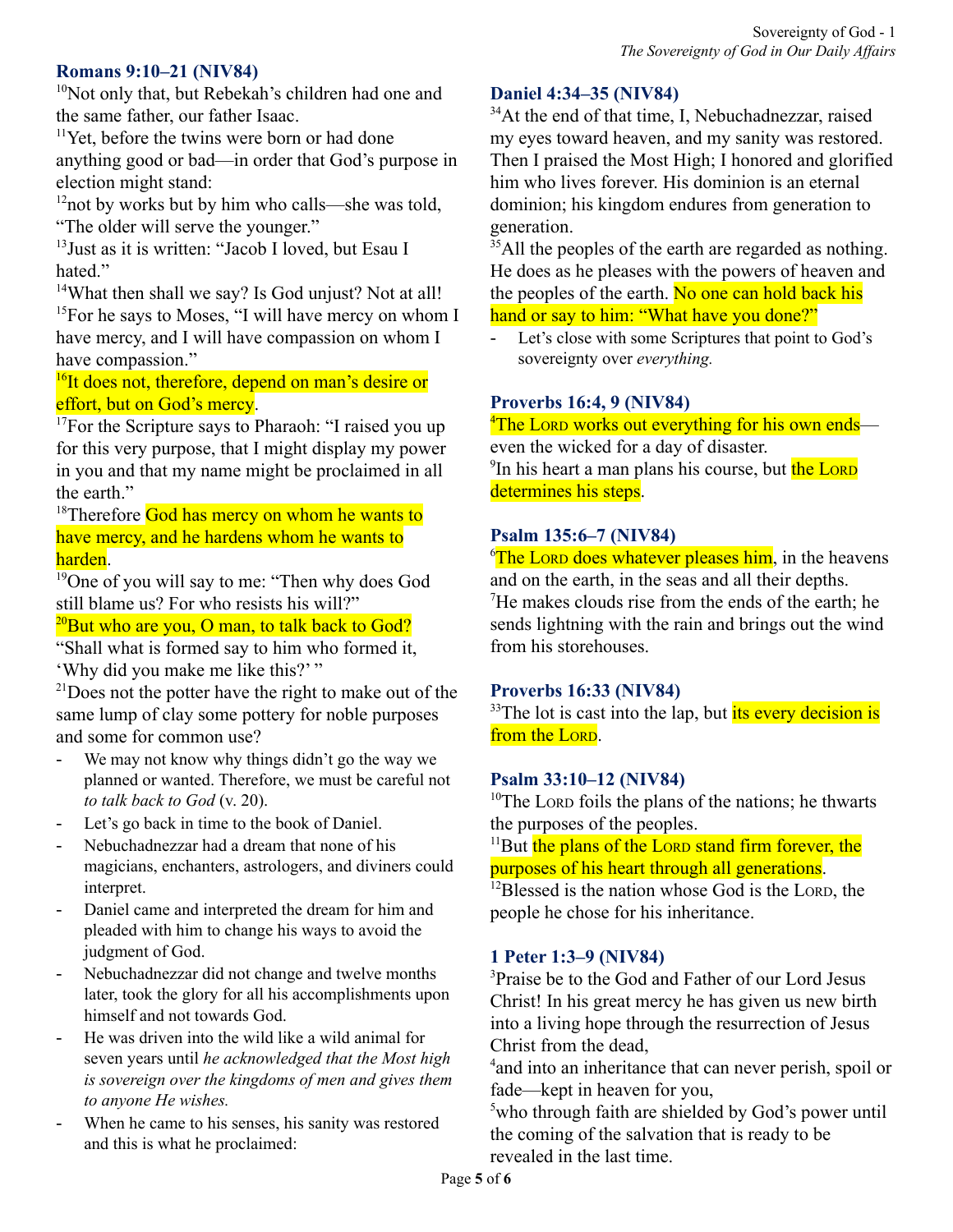### Romans 9:10–21 (NIV84)

[10]Not only that, but Rebekah's children had one and the same father, our father Isaac.
[11]Yet, before the twins were born or had done anything good or bad—in order that God's purpose in election might stand:
[12]not by works but by him who calls—she was told, "The older will serve the younger."
[13]Just as it is written: "Jacob I loved, but Esau I hated."
[14]What then shall we say? Is God unjust? Not at all!
[15]For he says to Moses, "I will have mercy on whom I have mercy, and I will have compassion on whom I have compassion."
[16]It does not, therefore, depend on man's desire or effort, but on God's mercy.
[17]For the Scripture says to Pharaoh: "I raised you up for this very purpose, that I might display my power in you and that my name might be proclaimed in all the earth."
[18]Therefore God has mercy on whom he wants to have mercy, and he hardens whom he wants to harden.
[19]One of you will say to me: "Then why does God still blame us? For who resists his will?"
[20]But who are you, O man, to talk back to God? "Shall what is formed say to him who formed it, 'Why did you make me like this?' "
[21]Does not the potter have the right to make out of the same lump of clay some pottery for noble purposes and some for common use?

- We may not know why things didn't go the way we planned or wanted. Therefore, we must be careful not *to talk back to God* (v. 20).
- Let's go back in time to the book of Daniel.
- Nebuchadnezzar had a dream that none of his magicians, enchanters, astrologers, and diviners could interpret.
- Daniel came and interpreted the dream for him and pleaded with him to change his ways to avoid the judgment of God.
- Nebuchadnezzar did not change and twelve months later, took the glory for all his accomplishments upon himself and not towards God.
- He was driven into the wild like a wild animal for seven years until *he acknowledged that the Most high is sovereign over the kingdoms of men and gives them to anyone He wishes.*
- When he came to his senses, his sanity was restored and this is what he proclaimed:

### Daniel 4:34–35 (NIV84)

[34]At the end of that time, I, Nebuchadnezzar, raised my eyes toward heaven, and my sanity was restored. Then I praised the Most High; I honored and glorified him who lives forever. His dominion is an eternal dominion; his kingdom endures from generation to generation.
[35]All the peoples of the earth are regarded as nothing. He does as he pleases with the powers of heaven and the peoples of the earth. No one can hold back his hand or say to him: "What have you done?"

- Let's close with some Scriptures that point to God's sovereignty over *everything.*

### Proverbs 16:4, 9 (NIV84)

[4]The LORD works out everything for his own ends—even the wicked for a day of disaster.
[9]In his heart a man plans his course, but the LORD determines his steps.

### Psalm 135:6–7 (NIV84)

[6]The LORD does whatever pleases him, in the heavens and on the earth, in the seas and all their depths.
[7]He makes clouds rise from the ends of the earth; he sends lightning with the rain and brings out the wind from his storehouses.

### Proverbs 16:33 (NIV84)

[33]The lot is cast into the lap, but its every decision is from the LORD.

### Psalm 33:10–12 (NIV84)

[10]The LORD foils the plans of the nations; he thwarts the purposes of the peoples.
[11]But the plans of the LORD stand firm forever, the purposes of his heart through all generations.
[12]Blessed is the nation whose God is the LORD, the people he chose for his inheritance.

### 1 Peter 1:3–9 (NIV84)

[3]Praise be to the God and Father of our Lord Jesus Christ! In his great mercy he has given us new birth into a living hope through the resurrection of Jesus Christ from the dead,
[4]and into an inheritance that can never perish, spoil or fade—kept in heaven for you,
[5]who through faith are shielded by God's power until the coming of the salvation that is ready to be revealed in the last time.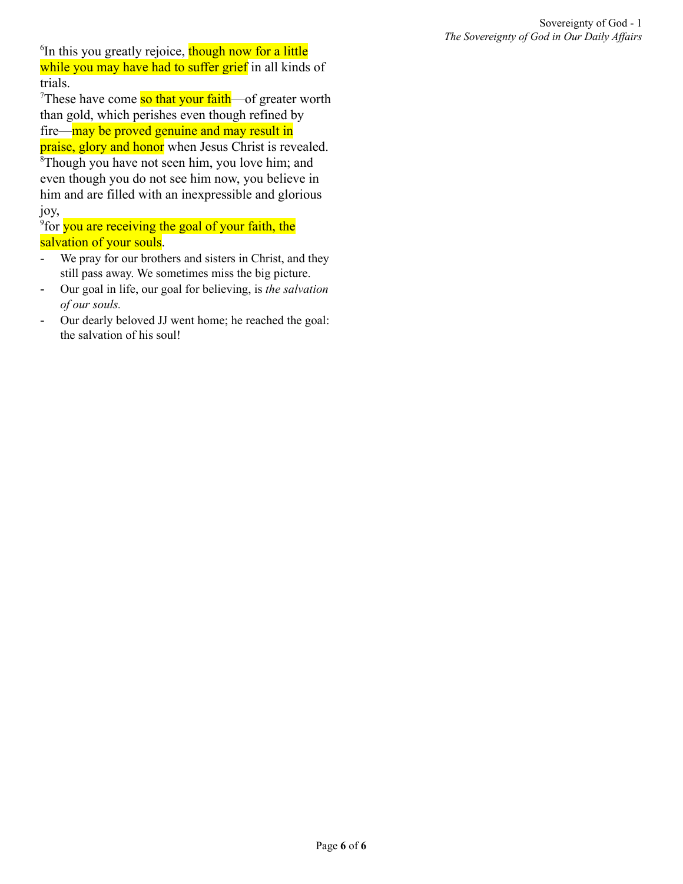[6]In this you greatly rejoice, though now for a little while you may have had to suffer grief in all kinds of trials.
[7]These have come so that your faith—of greater worth than gold, which perishes even though refined by fire—may be proved genuine and may result in praise, glory and honor when Jesus Christ is revealed.
[8]Though you have not seen him, you love him; and even though you do not see him now, you believe in him and are filled with an inexpressible and glorious joy,
[9]for you are receiving the goal of your faith, the salvation of your souls.

- We pray for our brothers and sisters in Christ, and they still pass away. We sometimes miss the big picture.
- Our goal in life, our goal for believing, is *the salvation of our souls.*
- Our dearly beloved JJ went home; he reached the goal: the salvation of his soul!